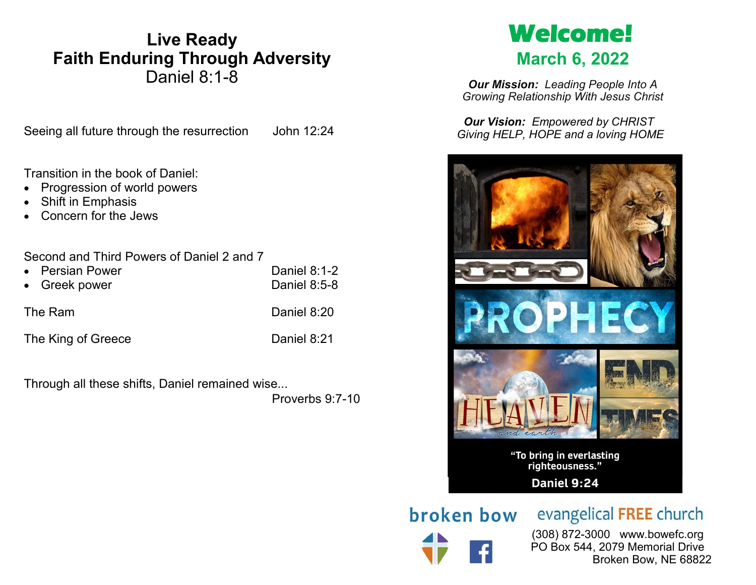# Live Ready
## Faith Enduring Through Adversity
Daniel 8:1-8

Seeing all future through the resurrection John 12:24

Transition in the book of Daniel:
- Progression of world powers
- Shift in Emphasis
- Concern for the Jews

Second and Third Powers of Daniel 2 and 7
- Persian Power Daniel 8:1-2
- Greek power Daniel 8:5-8

The Ram Daniel 8:20

The King of Greece Daniel 8:21

Through all these shifts, Daniel remained wise...
Proverbs 9:7-10

# Welcome!
## March 6, 2022

***Our Mission:*** *Leading People Into A Growing Relationship With Jesus Christ*

***Our Vision:*** *Empowered by CHRIST Giving HELP, HOPE and a loving HOME*

PROPHECY

HEAVEN and earth

END TIMES

"To bring in everlasting righteousness."
Daniel 9:24

broken bow evangelical FREE church

(308) 872-3000 www.bowefc.org
PO Box 544, 2079 Memorial Drive
Broken Bow, NE 68822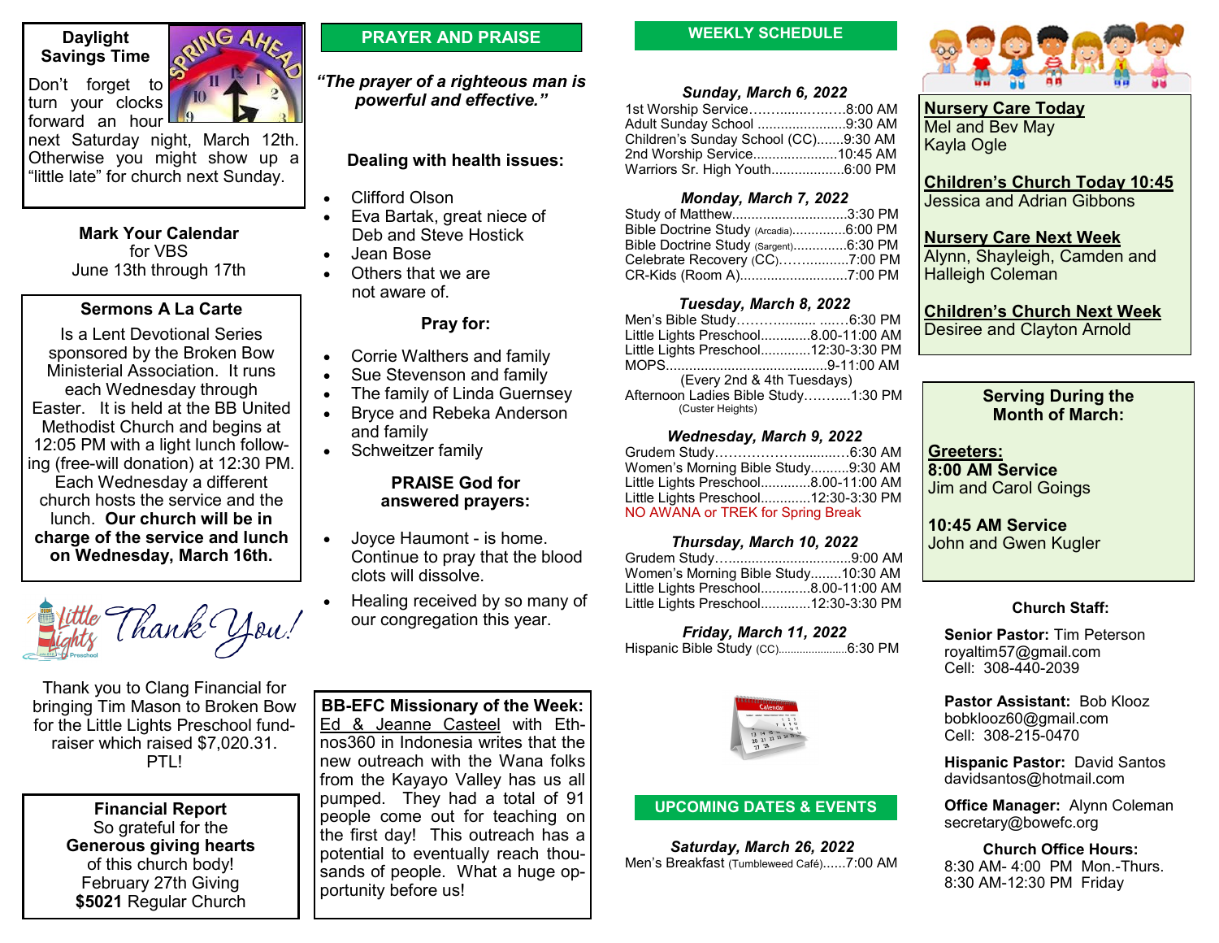## Daylight Savings Time

Don't forget to turn your clocks forward an hour next Saturday night, March 12th. Otherwise you might show up a "little late" for church next Sunday.

**Mark Your Calendar**
for VBS
June 13th through 17th

### Sermons A La Carte

Is a Lent Devotional Series sponsored by the Broken Bow Ministerial Association. It runs each Wednesday through Easter. It is held at the BB United Methodist Church and begins at 12:05 PM with a light lunch following (free-will donation) at 12:30 PM. Each Wednesday a different church hosts the service and the lunch. **Our church will be in charge of the service and lunch on Wednesday, March 16th.**

Little Lights Preschool — Thank You!

Thank you to Clang Financial for bringing Tim Mason to Broken Bow for the Little Lights Preschool fundraiser which raised $7,020.31. PTL!

### Financial Report

So grateful for the **Generous giving hearts** of this church body!
February 27th Giving
**$5021** Regular Church

## PRAYER AND PRAISE

***"The prayer of a righteous man is powerful and effective."***

**Dealing with health issues:**

- Clifford Olson
- Eva Bartak, great niece of Deb and Steve Hostick
- Jean Bose
- Others that we are not aware of.

**Pray for:**

- Corrie Walthers and family
- Sue Stevenson and family
- The family of Linda Guernsey
- Bryce and Rebeka Anderson and family
- Schweitzer family

**PRAISE God for answered prayers:**

- Joyce Haumont - is home. Continue to pray that the blood clots will dissolve.
- Healing received by so many of our congregation this year.

**BB-EFC Missionary of the Week:** Ed & Jeanne Casteel with Ethnos360 in Indonesia writes that the new outreach with the Wana folks from the Kayayo Valley has us all pumped. They had a total of 91 people come out for teaching on the first day! This outreach has a potential to eventually reach thousands of people. What a huge opportunity before us!

## WEEKLY SCHEDULE

***Sunday, March 6, 2022***
1st Worship Service........................8:00 AM
Adult Sunday School .......................9:30 AM
Children's Sunday School (CC).......9:30 AM
2nd Worship Service......................10:45 AM
Warriors Sr. High Youth..................6:00 PM

***Monday, March 7, 2022***
Study of Matthew.............................3:30 PM
Bible Doctrine Study (Arcadia)..............6:00 PM
Bible Doctrine Study (Sargent)..............6:30 PM
Celebrate Recovery (CC)..................7:00 PM
CR-Kids (Room A)............................7:00 PM

***Tuesday, March 8, 2022***
Men's Bible Study..............................6:30 PM
Little Lights Preschool.............8.00-11:00 AM
Little Lights Preschool.............12:30-3:30 PM
MOPS..........................................9-11:00 AM
(Every 2nd & 4th Tuesdays)
Afternoon Ladies Bible Study...........1:30 PM
(Custer Heights)

***Wednesday, March 9, 2022***
Grudem Study....................................6:30 AM
Women's Morning Bible Study..........9:30 AM
Little Lights Preschool.............8.00-11:00 AM
Little Lights Preschool.............12:30-3:30 PM
NO AWANA or TREK for Spring Break

***Thursday, March 10, 2022***
Grudem Study....................................9:00 AM
Women's Morning Bible Study........10:30 AM
Little Lights Preschool.............8.00-11:00 AM
Little Lights Preschool.............12:30-3:30 PM

***Friday, March 11, 2022***
Hispanic Bible Study (CC)......................6:30 PM

## UPCOMING DATES & EVENTS

***Saturday, March 26, 2022***
Men's Breakfast (Tumbleweed Café)......7:00 AM

**Nursery Care Today**
Mel and Bev May
Kayla Ogle

**Children's Church Today 10:45**
Jessica and Adrian Gibbons

**Nursery Care Next Week**
Alynn, Shayleigh, Camden and Halleigh Coleman

**Children's Church Next Week**
Desiree and Clayton Arnold

### Serving During the Month of March:

**Greeters:**
**8:00 AM Service**
Jim and Carol Goings

**10:45 AM Service**
John and Gwen Kugler

### Church Staff:

**Senior Pastor:** Tim Peterson
royaltim57@gmail.com
Cell: 308-440-2039

**Pastor Assistant:** Bob Klooz
bobklooz60@gmail.com
Cell: 308-215-0470

**Hispanic Pastor:** David Santos
davidsantos@hotmail.com

**Office Manager:** Alynn Coleman
secretary@bowefc.org

**Church Office Hours:**
8:30 AM- 4:00 PM Mon.-Thurs.
8:30 AM-12:30 PM Friday